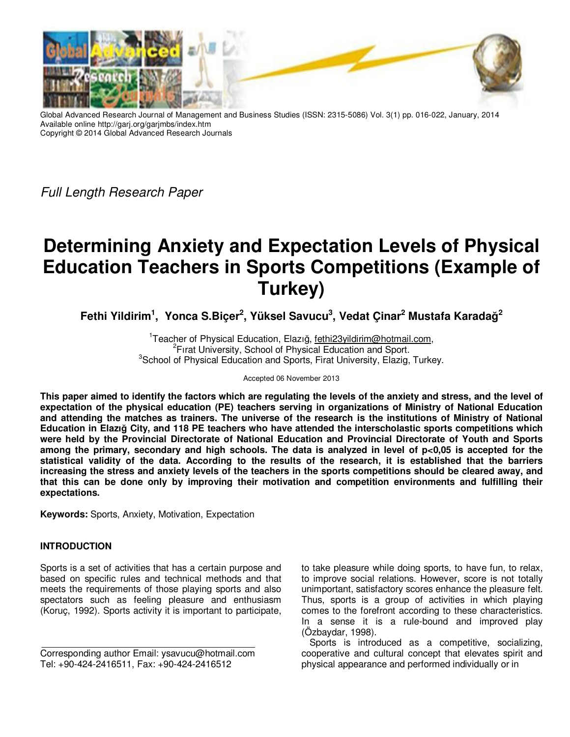Global Advanced Research Journal of Management and Business Studies (ISSN: 2315-5086) Vol. 3(1) pp. 016-022, January, 2014
Available online http://garj.org/garjmbs/index.htm
Copyright © 2014 Global Advanced Research Journals

*Full Length Research Paper*

# Determining Anxiety and Expectation Levels of Physical Education Teachers in Sports Competitions (Example of Turkey)

**Fethi Yildirim[1], Yonca S.Biçer[2], Yüksel Savucu[3], Vedat Çinar[2] Mustafa Karadağ[2]**

[1]Teacher of Physical Education, Elazığ, fethi23yildirim@hotmail.com,
[2]Fırat University, School of Physical Education and Sport.
[3]School of Physical Education and Sports, Firat University, Elazig, Turkey.

Accepted 06 November 2013

**This paper aimed to identify the factors which are regulating the levels of the anxiety and stress, and the level of expectation of the physical education (PE) teachers serving in organizations of Ministry of National Education and attending the matches as trainers. The universe of the research is the institutions of Ministry of National Education in Elazığ City, and 118 PE teachers who have attended the interscholastic sports competitions which were held by the Provincial Directorate of National Education and Provincial Directorate of Youth and Sports among the primary, secondary and high schools. The data is analyzed in level of $p<0,05$ is accepted for the statistical validity of the data. According to the results of the research, it is established that the barriers increasing the stress and anxiety levels of the teachers in the sports competitions should be cleared away, and that this can be done only by improving their motivation and competition environments and fulfilling their expectations.**

**Keywords:** Sports, Anxiety, Motivation, Expectation

## INTRODUCTION

Sports is a set of activities that has a certain purpose and based on specific rules and technical methods and that meets the requirements of those playing sports and also spectators such as feeling pleasure and enthusiasm (Koruç, 1992). Sports activity it is important to participate, to take pleasure while doing sports, to have fun, to relax, to improve social relations. However, score is not totally unimportant, satisfactory scores enhance the pleasure felt. Thus, sports is a group of activities in which playing comes to the forefront according to these characteristics. In a sense it is a rule-bound and improved play (Özbaydar, 1998).

Sports is introduced as a competitive, socializing, cooperative and cultural concept that elevates spirit and physical appearance and performed individually or in

Corresponding author Email: ysavucu@hotmail.com
Tel: +90-424-2416511, Fax: +90-424-2416512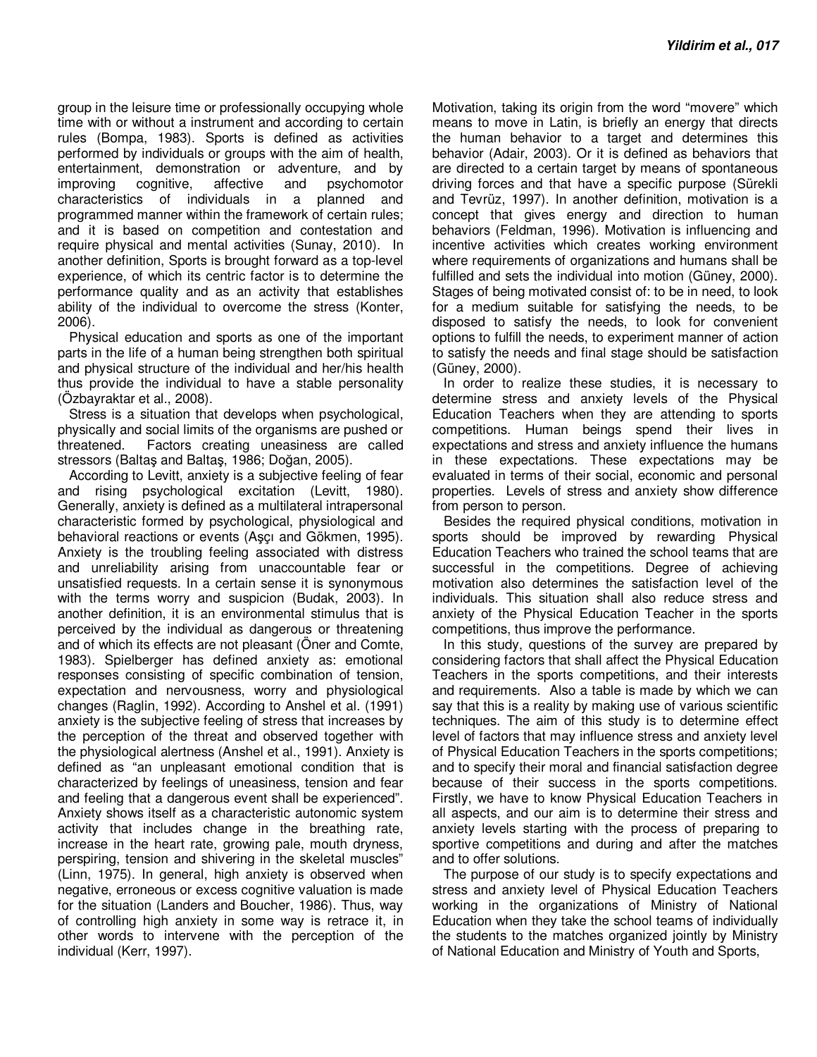group in the leisure time or professionally occupying whole time with or without a instrument and according to certain rules (Bompa, 1983). Sports is defined as activities performed by individuals or groups with the aim of health, entertainment, demonstration or adventure, and by improving cognitive, affective and psychomotor characteristics of individuals in a planned and programmed manner within the framework of certain rules; and it is based on competition and contestation and require physical and mental activities (Sunay, 2010). In another definition, Sports is brought forward as a top-level experience, of which its centric factor is to determine the performance quality and as an activity that establishes ability of the individual to overcome the stress (Konter, 2006).

Physical education and sports as one of the important parts in the life of a human being strengthen both spiritual and physical structure of the individual and her/his health thus provide the individual to have a stable personality (Özbayraktar et al., 2008).

Stress is a situation that develops when psychological, physically and social limits of the organisms are pushed or threatened. Factors creating uneasiness are called stressors (Baltaş and Baltaş, 1986; Doğan, 2005).

According to Levitt, anxiety is a subjective feeling of fear and rising psychological excitation (Levitt, 1980). Generally, anxiety is defined as a multilateral intrapersonal characteristic formed by psychological, physiological and behavioral reactions or events (Aşçı and Gökmen, 1995). Anxiety is the troubling feeling associated with distress and unreliability arising from unaccountable fear or unsatisfied requests. In a certain sense it is synonymous with the terms worry and suspicion (Budak, 2003). In another definition, it is an environmental stimulus that is perceived by the individual as dangerous or threatening and of which its effects are not pleasant (Öner and Comte, 1983). Spielberger has defined anxiety as: emotional responses consisting of specific combination of tension, expectation and nervousness, worry and physiological changes (Raglin, 1992). According to Anshel et al. (1991) anxiety is the subjective feeling of stress that increases by the perception of the threat and observed together with the physiological alertness (Anshel et al., 1991). Anxiety is defined as "an unpleasant emotional condition that is characterized by feelings of uneasiness, tension and fear and feeling that a dangerous event shall be experienced". Anxiety shows itself as a characteristic autonomic system activity that includes change in the breathing rate, increase in the heart rate, growing pale, mouth dryness, perspiring, tension and shivering in the skeletal muscles" (Linn, 1975). In general, high anxiety is observed when negative, erroneous or excess cognitive valuation is made for the situation (Landers and Boucher, 1986). Thus, way of controlling high anxiety in some way is retrace it, in other words to intervene with the perception of the individual (Kerr, 1997).

Motivation, taking its origin from the word "movere" which means to move in Latin, is briefly an energy that directs the human behavior to a target and determines this behavior (Adair, 2003). Or it is defined as behaviors that are directed to a certain target by means of spontaneous driving forces and that have a specific purpose (Sürekli and Tevrüz, 1997). In another definition, motivation is a concept that gives energy and direction to human behaviors (Feldman, 1996). Motivation is influencing and incentive activities which creates working environment where requirements of organizations and humans shall be fulfilled and sets the individual into motion (Güney, 2000). Stages of being motivated consist of: to be in need, to look for a medium suitable for satisfying the needs, to be disposed to satisfy the needs, to look for convenient options to fulfill the needs, to experiment manner of action to satisfy the needs and final stage should be satisfaction (Güney, 2000).

In order to realize these studies, it is necessary to determine stress and anxiety levels of the Physical Education Teachers when they are attending to sports competitions. Human beings spend their lives in expectations and stress and anxiety influence the humans in these expectations. These expectations may be evaluated in terms of their social, economic and personal properties. Levels of stress and anxiety show difference from person to person.

Besides the required physical conditions, motivation in sports should be improved by rewarding Physical Education Teachers who trained the school teams that are successful in the competitions. Degree of achieving motivation also determines the satisfaction level of the individuals. This situation shall also reduce stress and anxiety of the Physical Education Teacher in the sports competitions, thus improve the performance.

In this study, questions of the survey are prepared by considering factors that shall affect the Physical Education Teachers in the sports competitions, and their interests and requirements. Also a table is made by which we can say that this is a reality by making use of various scientific techniques. The aim of this study is to determine effect level of factors that may influence stress and anxiety level of Physical Education Teachers in the sports competitions; and to specify their moral and financial satisfaction degree because of their success in the sports competitions. Firstly, we have to know Physical Education Teachers in all aspects, and our aim is to determine their stress and anxiety levels starting with the process of preparing to sportive competitions and during and after the matches and to offer solutions.

The purpose of our study is to specify expectations and stress and anxiety level of Physical Education Teachers working in the organizations of Ministry of National Education when they take the school teams of individually the students to the matches organized jointly by Ministry of National Education and Ministry of Youth and Sports,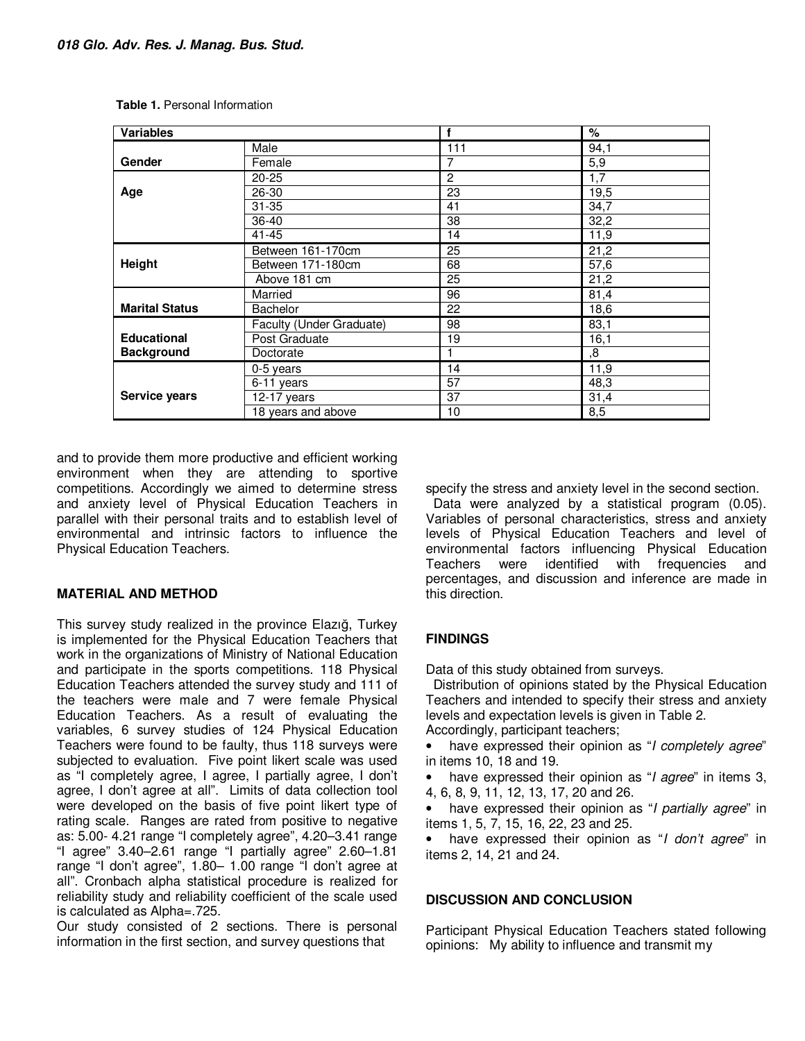**Table 1.** Personal Information

| Variables | | f | % |
|---|---|---|---|
| Gender | Male | 111 | 94,1 |
| | Female | 7 | 5,9 |
| Age | 20-25 | 2 | 1,7 |
| | 26-30 | 23 | 19,5 |
| | 31-35 | 41 | 34,7 |
| | 36-40 | 38 | 32,2 |
| | 41-45 | 14 | 11,9 |
| Height | Between 161-170cm | 25 | 21,2 |
| | Between 171-180cm | 68 | 57,6 |
| | Above 181 cm | 25 | 21,2 |
| Marital Status | Married | 96 | 81,4 |
| | Bachelor | 22 | 18,6 |
| Educational Background | Faculty (Under Graduate) | 98 | 83,1 |
| | Post Graduate | 19 | 16,1 |
| | Doctorate | 1 | ,8 |
| Service years | 0-5 years | 14 | 11,9 |
| | 6-11 years | 57 | 48,3 |
| | 12-17 years | 37 | 31,4 |
| | 18 years and above | 10 | 8,5 |

and to provide them more productive and efficient working environment when they are attending to sportive competitions. Accordingly we aimed to determine stress and anxiety level of Physical Education Teachers in parallel with their personal traits and to establish level of environmental and intrinsic factors to influence the Physical Education Teachers.

## MATERIAL AND METHOD

This survey study realized in the province Elazığ, Turkey is implemented for the Physical Education Teachers that work in the organizations of Ministry of National Education and participate in the sports competitions. 118 Physical Education Teachers attended the survey study and 111 of the teachers were male and 7 were female Physical Education Teachers. As a result of evaluating the variables, 6 survey studies of 124 Physical Education Teachers were found to be faulty, thus 118 surveys were subjected to evaluation. Five point likert scale was used as "I completely agree, I agree, I partially agree, I don't agree, I don't agree at all". Limits of data collection tool were developed on the basis of five point likert type of rating scale. Ranges are rated from positive to negative as: 5.00- 4.21 range "I completely agree", 4.20–3.41 range "I agree" 3.40–2.61 range "I partially agree" 2.60–1.81 range "I don't agree", 1.80– 1.00 range "I don't agree at all". Cronbach alpha statistical procedure is realized for reliability study and reliability coefficient of the scale used is calculated as Alpha=.725.

Our study consisted of 2 sections. There is personal information in the first section, and survey questions that specify the stress and anxiety level in the second section.

Data were analyzed by a statistical program (0.05). Variables of personal characteristics, stress and anxiety levels of Physical Education Teachers and level of environmental factors influencing Physical Education Teachers were identified with frequencies and percentages, and discussion and inference are made in this direction.

## FINDINGS

Data of this study obtained from surveys.

Distribution of opinions stated by the Physical Education Teachers and intended to specify their stress and anxiety levels and expectation levels is given in Table 2.

Accordingly, participant teachers;

- have expressed their opinion as "*I completely agree*" in items 10, 18 and 19.
- have expressed their opinion as "*I agree*" in items 3, 4, 6, 8, 9, 11, 12, 13, 17, 20 and 26.
- have expressed their opinion as "*I partially agree*" in items 1, 5, 7, 15, 16, 22, 23 and 25.
- have expressed their opinion as "*I don't agree*" in items 2, 14, 21 and 24.

## DISCUSSION AND CONCLUSION

Participant Physical Education Teachers stated following opinions: My ability to influence and transmit my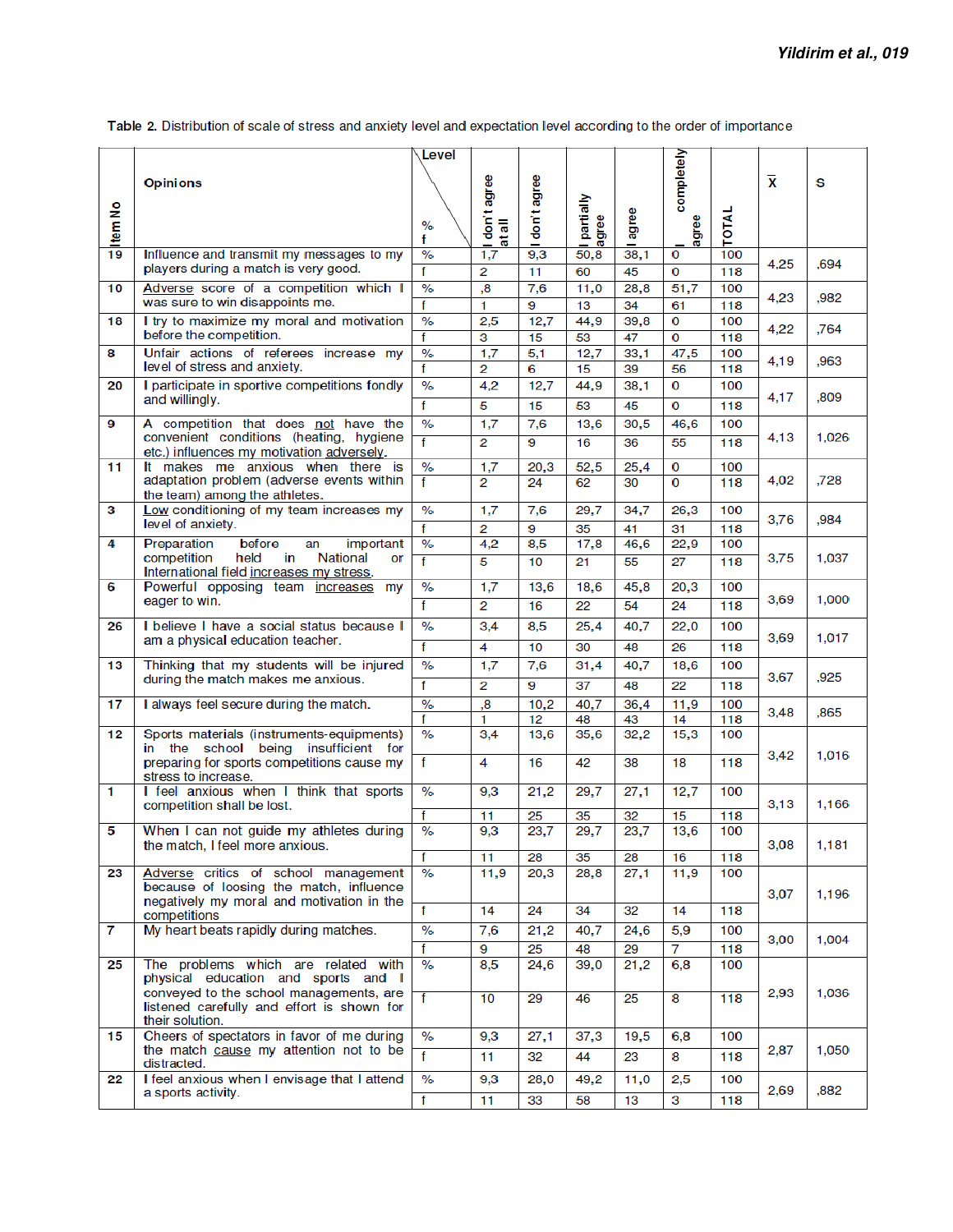Table 2. Distribution of scale of stress and anxiety level and expectation level according to the order of importance

| Item No | Opinions | Level % f | I don't agree at all | I don't agree | I partially agree | I agree | I completely agree | TOTAL | $\bar{X}$ | S |
|---|---|---|---|---|---|---|---|---|---|---|
| 19 | Influence and transmit my messages to my players during a match is very good. | % | 1,7 | 9,3 | 50,8 | 38,1 | 0 | 100 | 4,25 | ,694 |
| | | f | 2 | 11 | 60 | 45 | 0 | 118 | | |
| 10 | Adverse score of a competition which I was sure to win disappoints me. | % | ,8 | 7,6 | 11,0 | 28,8 | 51,7 | 100 | 4,23 | ,982 |
| | | f | 1 | 9 | 13 | 34 | 61 | 118 | | |
| 18 | I try to maximize my moral and motivation before the competition. | % | 2,5 | 12,7 | 44,9 | 39,8 | 0 | 100 | 4,22 | ,764 |
| | | f | 3 | 15 | 53 | 47 | 0 | 118 | | |
| 8 | Unfair actions of referees increase my level of stress and anxiety. | % | 1,7 | 5,1 | 12,7 | 33,1 | 47,5 | 100 | 4,19 | ,963 |
| | | f | 2 | 6 | 15 | 39 | 56 | 118 | | |
| 20 | I participate in sportive competitions fondly and willingly. | % | 4,2 | 12,7 | 44,9 | 38,1 | 0 | 100 | 4,17 | ,809 |
| | | f | 5 | 15 | 53 | 45 | 0 | 118 | | |
| 9 | A competition that does not have the convenient conditions (heating, hygiene etc.) influences my motivation adversely. | % | 1,7 | 7,6 | 13,6 | 30,5 | 46,6 | 100 | 4,13 | 1,026 |
| | | f | 2 | 9 | 16 | 36 | 55 | 118 | | |
| 11 | It makes me anxious when there is adaptation problem (adverse events within the team) among the athletes. | % | 1,7 | 20,3 | 52,5 | 25,4 | 0 | 100 | 4,02 | ,728 |
| | | f | 2 | 24 | 62 | 30 | 0 | 118 | | |
| 3 | Low conditioning of my team increases my level of anxiety. | % | 1,7 | 7,6 | 29,7 | 34,7 | 26,3 | 100 | 3,76 | ,984 |
| | | f | 2 | 9 | 35 | 41 | 31 | 118 | | |
| 4 | Preparation before an important competition held in National or International field increases my stress. | % | 4,2 | 8,5 | 17,8 | 46,6 | 22,9 | 100 | 3,75 | 1,037 |
| | | f | 5 | 10 | 21 | 55 | 27 | 118 | | |
| 6 | Powerful opposing team increases my eager to win. | % | 1,7 | 13,6 | 18,6 | 45,8 | 20,3 | 100 | 3,69 | 1,000 |
| | | f | 2 | 16 | 22 | 54 | 24 | 118 | | |
| 26 | I believe I have a social status because I am a physical education teacher. | % | 3,4 | 8,5 | 25,4 | 40,7 | 22,0 | 100 | 3,69 | 1,017 |
| | | f | 4 | 10 | 30 | 48 | 26 | 118 | | |
| 13 | Thinking that my students will be injured during the match makes me anxious. | % | 1,7 | 7,6 | 31,4 | 40,7 | 18,6 | 100 | 3,67 | ,925 |
| | | f | 2 | 9 | 37 | 48 | 22 | 118 | | |
| 17 | I always feel secure during the match. | % | ,8 | 10,2 | 40,7 | 36,4 | 11,9 | 100 | 3,48 | ,865 |
| | | f | 1 | 12 | 48 | 43 | 14 | 118 | | |
| 12 | Sports materials (instruments-equipments) in the school being insufficient for preparing for sports competitions cause my stress to increase. | % | 3,4 | 13,6 | 35,6 | 32,2 | 15,3 | 100 | 3,42 | 1,016 |
| | | f | 4 | 16 | 42 | 38 | 18 | 118 | | |
| 1 | I feel anxious when I think that sports competition shall be lost. | % | 9,3 | 21,2 | 29,7 | 27,1 | 12,7 | 100 | 3,13 | 1,166 |
| | | f | 11 | 25 | 35 | 32 | 15 | 118 | | |
| 5 | When I can not guide my athletes during the match, I feel more anxious. | % | 9,3 | 23,7 | 29,7 | 23,7 | 13,6 | 100 | 3,08 | 1,181 |
| | | f | 11 | 28 | 35 | 28 | 16 | 118 | | |
| 23 | Adverse critics of school management because of loosing the match, influence negatively my moral and motivation in the competitions | % | 11,9 | 20,3 | 28,8 | 27,1 | 11,9 | 100 | 3,07 | 1,196 |
| | | f | 14 | 24 | 34 | 32 | 14 | 118 | | |
| 7 | My heart beats rapidly during matches. | % | 7,6 | 21,2 | 40,7 | 24,6 | 5,9 | 100 | 3,00 | 1,004 |
| | | f | 9 | 25 | 48 | 29 | 7 | 118 | | |
| 25 | The problems which are related with physical education and sports and I conveyed to the school managements, are listened carefully and effort is shown for their solution. | % | 8,5 | 24,6 | 39,0 | 21,2 | 6,8 | 100 | 2,93 | 1,036 |
| | | f | 10 | 29 | 46 | 25 | 8 | 118 | | |
| 15 | Cheers of spectators in favor of me during the match cause my attention not to be distracted. | % | 9,3 | 27,1 | 37,3 | 19,5 | 6,8 | 100 | 2,87 | 1,050 |
| | | f | 11 | 32 | 44 | 23 | 8 | 118 | | |
| 22 | I feel anxious when I envisage that I attend a sports activity. | % | 9,3 | 28,0 | 49,2 | 11,0 | 2,5 | 100 | 2,69 | ,882 |
| | | f | 11 | 33 | 58 | 13 | 3 | 118 | | |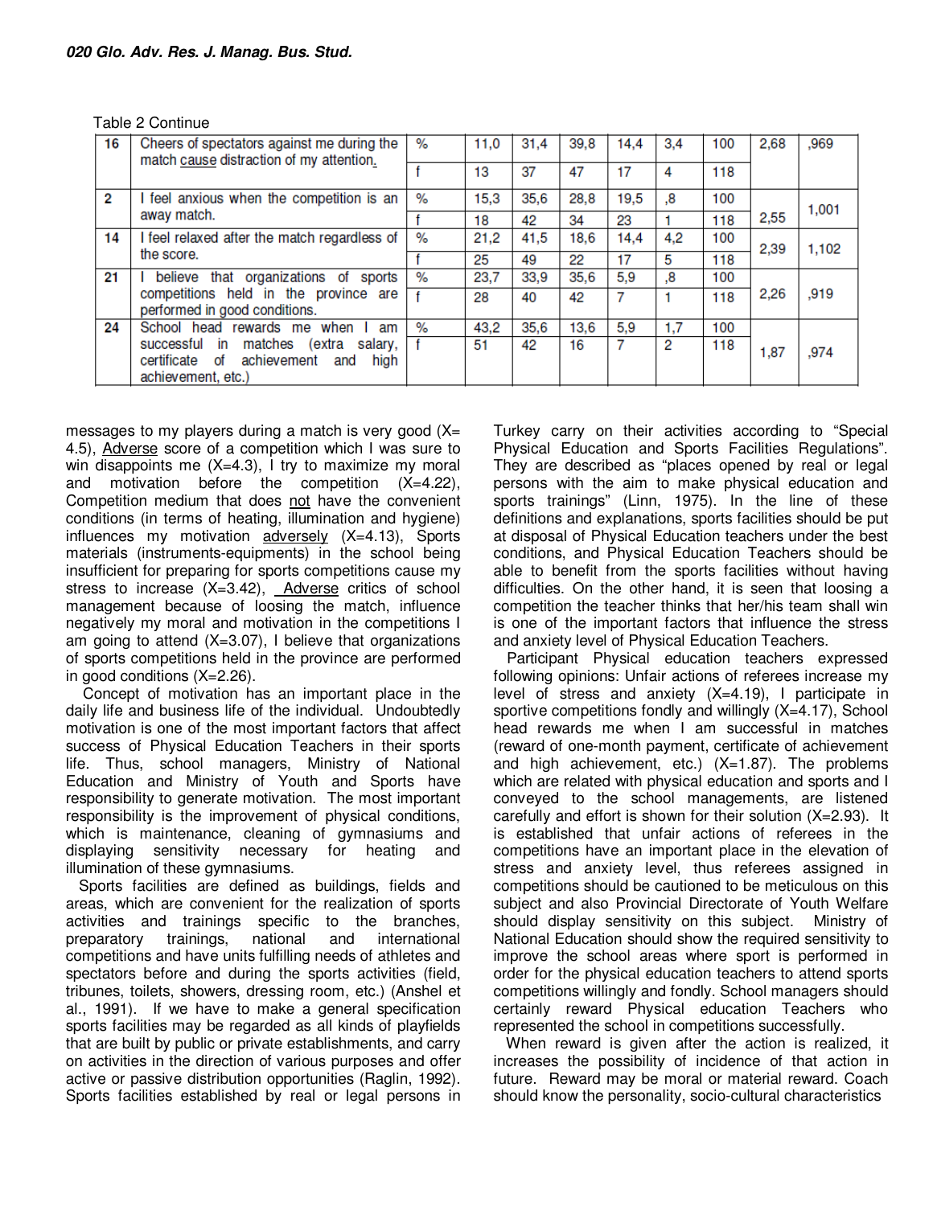Table 2 Continue

| | | | | | | | | | | |
|---|---|---|---|---|---|---|---|---|---|---|
| 16 | Cheers of spectators against me during the match cause distraction of my attention. | % | 11,0 | 31,4 | 39,8 | 14,4 | 3,4 | 100 | 2,68 | ,969 |
| | | f | 13 | 37 | 47 | 17 | 4 | 118 | | |
| 2 | I feel anxious when the competition is an away match. | % | 15,3 | 35,6 | 28,8 | 19,5 | ,8 | 100 | 2,55 | 1,001 |
| | | f | 18 | 42 | 34 | 23 | 1 | 118 | | |
| 14 | I feel relaxed after the match regardless of the score. | % | 21,2 | 41,5 | 18,6 | 14,4 | 4,2 | 100 | 2,39 | 1,102 |
| | | f | 25 | 49 | 22 | 17 | 5 | 118 | | |
| 21 | I believe that organizations of sports competitions held in the province are performed in good conditions. | % | 23,7 | 33,9 | 35,6 | 5,9 | ,8 | 100 | 2,26 | ,919 |
| | | f | 28 | 40 | 42 | 7 | 1 | 118 | | |
| 24 | School head rewards me when I am successful in matches (extra salary, certificate of achievement and high achievement, etc.) | % | 43,2 | 35,6 | 13,6 | 5,9 | 1,7 | 100 | 1,87 | ,974 |
| | | f | 51 | 42 | 16 | 7 | 2 | 118 | | |

messages to my players during a match is very good (X= 4.5), Adverse score of a competition which I was sure to win disappoints me (X=4.3), I try to maximize my moral and motivation before the competition (X=4.22), Competition medium that does not have the convenient conditions (in terms of heating, illumination and hygiene) influences my motivation adversely (X=4.13), Sports materials (instruments-equipments) in the school being insufficient for preparing for sports competitions cause my stress to increase (X=3.42), Adverse critics of school management because of loosing the match, influence negatively my moral and motivation in the competitions I am going to attend (X=3.07), I believe that organizations of sports competitions held in the province are performed in good conditions (X=2.26).

Concept of motivation has an important place in the daily life and business life of the individual. Undoubtedly motivation is one of the most important factors that affect success of Physical Education Teachers in their sports life. Thus, school managers, Ministry of National Education and Ministry of Youth and Sports have responsibility to generate motivation. The most important responsibility is the improvement of physical conditions, which is maintenance, cleaning of gymnasiums and displaying sensitivity necessary for heating and illumination of these gymnasiums.

Sports facilities are defined as buildings, fields and areas, which are convenient for the realization of sports activities and trainings specific to the branches, preparatory trainings, national and international competitions and have units fulfilling needs of athletes and spectators before and during the sports activities (field, tribunes, toilets, showers, dressing room, etc.) (Anshel et al., 1991). If we have to make a general specification sports facilities may be regarded as all kinds of playfields that are built by public or private establishments, and carry on activities in the direction of various purposes and offer active or passive distribution opportunities (Raglin, 1992). Sports facilities established by real or legal persons in Turkey carry on their activities according to "Special Physical Education and Sports Facilities Regulations". They are described as "places opened by real or legal persons with the aim to make physical education and sports trainings" (Linn, 1975). In the line of these definitions and explanations, sports facilities should be put at disposal of Physical Education teachers under the best conditions, and Physical Education Teachers should be able to benefit from the sports facilities without having difficulties. On the other hand, it is seen that loosing a competition the teacher thinks that her/his team shall win is one of the important factors that influence the stress and anxiety level of Physical Education Teachers.

Participant Physical education teachers expressed following opinions: Unfair actions of referees increase my level of stress and anxiety (X=4.19), I participate in sportive competitions fondly and willingly (X=4.17), School head rewards me when I am successful in matches (reward of one-month payment, certificate of achievement and high achievement, etc.) (X=1.87). The problems which are related with physical education and sports and I conveyed to the school managements, are listened carefully and effort is shown for their solution (X=2.93). It is established that unfair actions of referees in the competitions have an important place in the elevation of stress and anxiety level, thus referees assigned in competitions should be cautioned to be meticulous on this subject and also Provincial Directorate of Youth Welfare should display sensitivity on this subject. Ministry of National Education should show the required sensitivity to improve the school areas where sport is performed in order for the physical education teachers to attend sports competitions willingly and fondly. School managers should certainly reward Physical education Teachers who represented the school in competitions successfully.

When reward is given after the action is realized, it increases the possibility of incidence of that action in future. Reward may be moral or material reward. Coach should know the personality, socio-cultural characteristics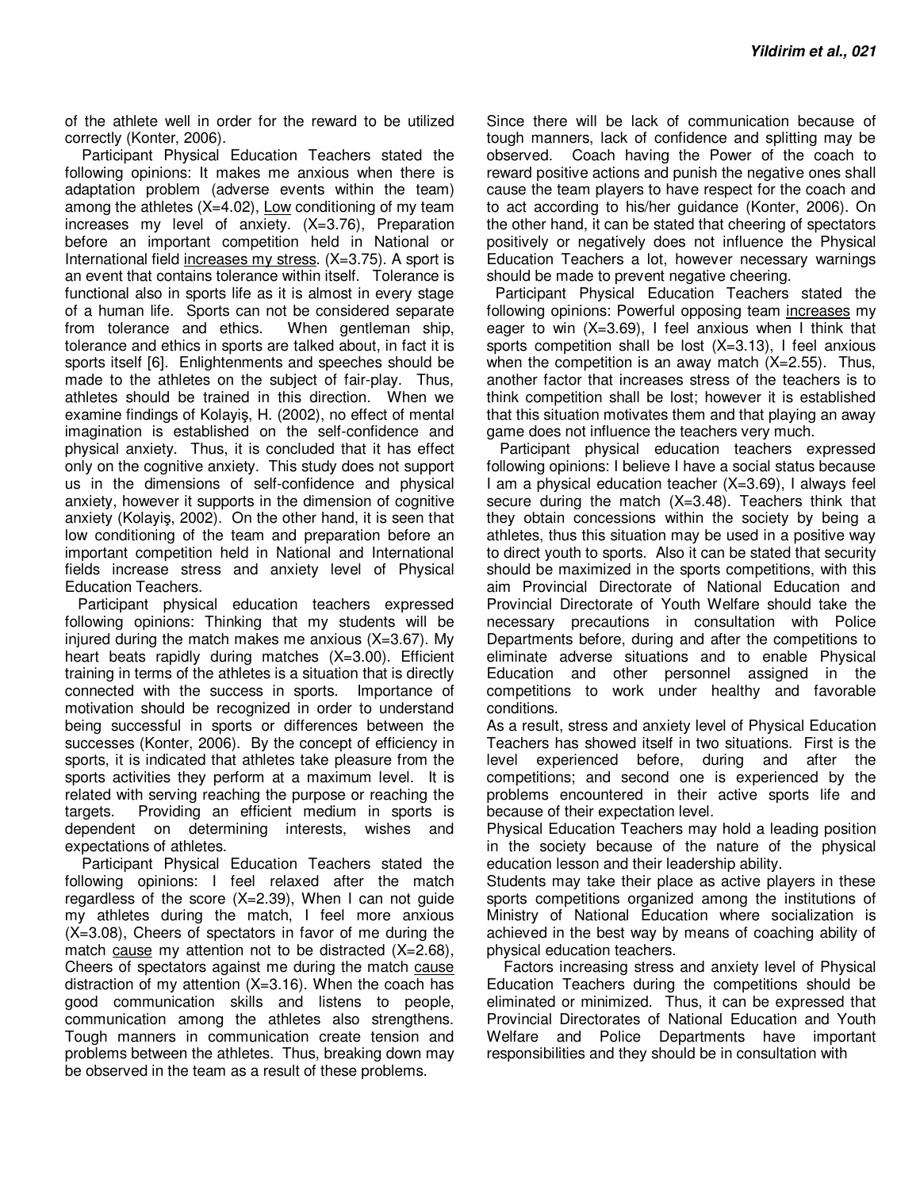of the athlete well in order for the reward to be utilized correctly (Konter, 2006).

Participant Physical Education Teachers stated the following opinions: It makes me anxious when there is adaptation problem (adverse events within the team) among the athletes (X=4.02), Low conditioning of my team increases my level of anxiety. (X=3.76), Preparation before an important competition held in National or International field increases my stress. (X=3.75). A sport is an event that contains tolerance within itself. Tolerance is functional also in sports life as it is almost in every stage of a human life. Sports can not be considered separate from tolerance and ethics. When gentleman ship, tolerance and ethics in sports are talked about, in fact it is sports itself [6]. Enlightenments and speeches should be made to the athletes on the subject of fair-play. Thus, athletes should be trained in this direction. When we examine findings of Kolayiş, H. (2002), no effect of mental imagination is established on the self-confidence and physical anxiety. Thus, it is concluded that it has effect only on the cognitive anxiety. This study does not support us in the dimensions of self-confidence and physical anxiety, however it supports in the dimension of cognitive anxiety (Kolayiş, 2002). On the other hand, it is seen that low conditioning of the team and preparation before an important competition held in National and International fields increase stress and anxiety level of Physical Education Teachers.

Participant physical education teachers expressed following opinions: Thinking that my students will be injured during the match makes me anxious (X=3.67). My heart beats rapidly during matches (X=3.00). Efficient training in terms of the athletes is a situation that is directly connected with the success in sports. Importance of motivation should be recognized in order to understand being successful in sports or differences between the successes (Konter, 2006). By the concept of efficiency in sports, it is indicated that athletes take pleasure from the sports activities they perform at a maximum level. It is related with serving reaching the purpose or reaching the targets. Providing an efficient medium in sports is dependent on determining interests, wishes and expectations of athletes.

Participant Physical Education Teachers stated the following opinions: I feel relaxed after the match regardless of the score (X=2.39), When I can not guide my athletes during the match, I feel more anxious (X=3.08), Cheers of spectators in favor of me during the match cause my attention not to be distracted (X=2.68), Cheers of spectators against me during the match cause distraction of my attention (X=3.16). When the coach has good communication skills and listens to people, communication among the athletes also strengthens. Tough manners in communication create tension and problems between the athletes. Thus, breaking down may be observed in the team as a result of these problems. Since there will be lack of communication because of tough manners, lack of confidence and splitting may be observed. Coach having the Power of the coach to reward positive actions and punish the negative ones shall cause the team players to have respect for the coach and to act according to his/her guidance (Konter, 2006). On the other hand, it can be stated that cheering of spectators positively or negatively does not influence the Physical Education Teachers a lot, however necessary warnings should be made to prevent negative cheering.

Participant Physical Education Teachers stated the following opinions: Powerful opposing team increases my eager to win (X=3.69), I feel anxious when I think that sports competition shall be lost (X=3.13), I feel anxious when the competition is an away match (X=2.55). Thus, another factor that increases stress of the teachers is to think competition shall be lost; however it is established that this situation motivates them and that playing an away game does not influence the teachers very much.

Participant physical education teachers expressed following opinions: I believe I have a social status because I am a physical education teacher (X=3.69), I always feel secure during the match (X=3.48). Teachers think that they obtain concessions within the society by being a athletes, thus this situation may be used in a positive way to direct youth to sports. Also it can be stated that security should be maximized in the sports competitions, with this aim Provincial Directorate of National Education and Provincial Directorate of Youth Welfare should take the necessary precautions in consultation with Police Departments before, during and after the competitions to eliminate adverse situations and to enable Physical Education and other personnel assigned in the competitions to work under healthy and favorable conditions.

As a result, stress and anxiety level of Physical Education Teachers has showed itself in two situations. First is the level experienced before, during and after the competitions; and second one is experienced by the problems encountered in their active sports life and because of their expectation level.

Physical Education Teachers may hold a leading position in the society because of the nature of the physical education lesson and their leadership ability.

Students may take their place as active players in these sports competitions organized among the institutions of Ministry of National Education where socialization is achieved in the best way by means of coaching ability of physical education teachers.

Factors increasing stress and anxiety level of Physical Education Teachers during the competitions should be eliminated or minimized. Thus, it can be expressed that Provincial Directorates of National Education and Youth Welfare and Police Departments have important responsibilities and they should be in consultation with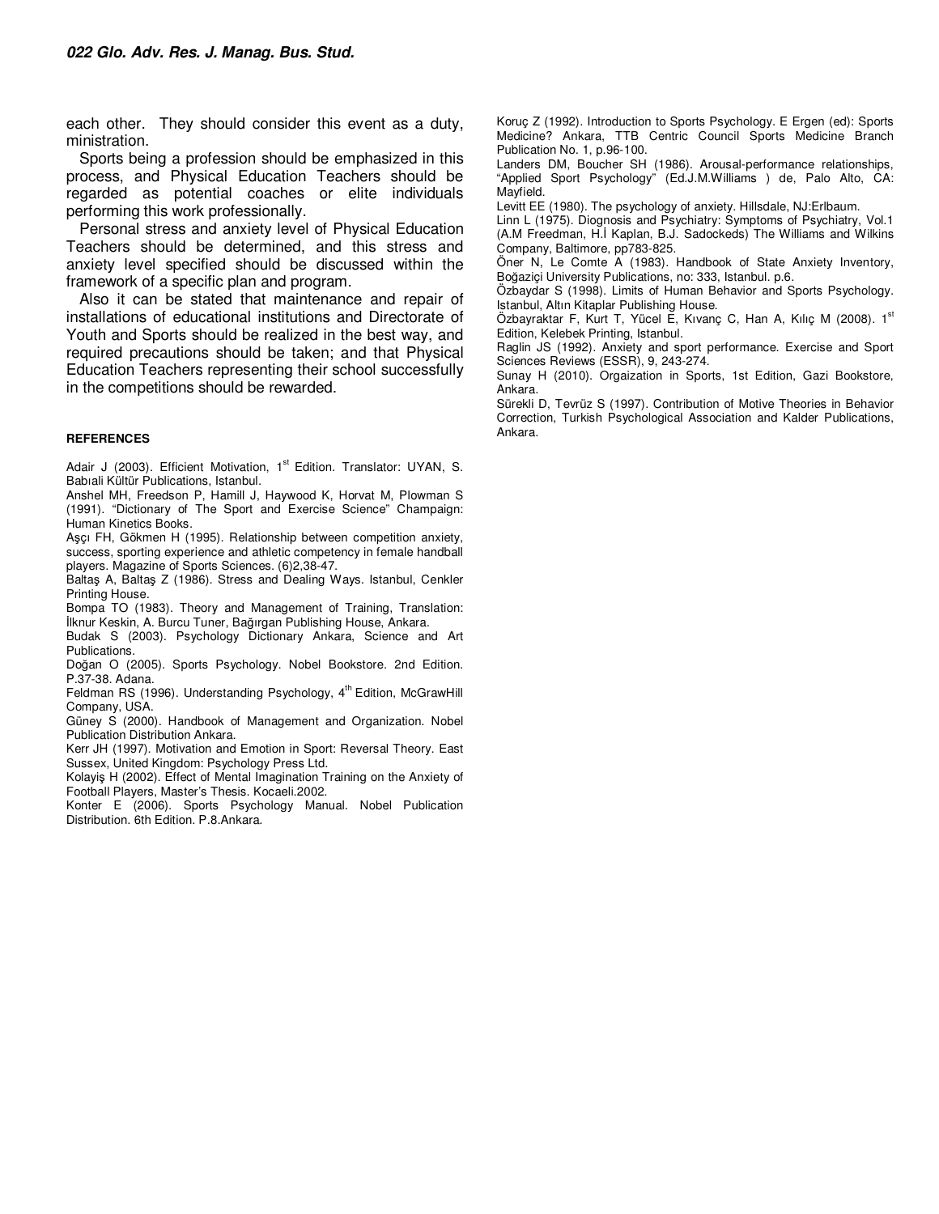each other. They should consider this event as a duty, ministration.

Sports being a profession should be emphasized in this process, and Physical Education Teachers should be regarded as potential coaches or elite individuals performing this work professionally.

Personal stress and anxiety level of Physical Education Teachers should be determined, and this stress and anxiety level specified should be discussed within the framework of a specific plan and program.

Also it can be stated that maintenance and repair of installations of educational institutions and Directorate of Youth and Sports should be realized in the best way, and required precautions should be taken; and that Physical Education Teachers representing their school successfully in the competitions should be rewarded.

## REFERENCES

Adair J (2003). Efficient Motivation, 1st Edition. Translator: UYAN, S. Babıali Kültür Publications, Istanbul.

Anshel MH, Freedson P, Hamill J, Haywood K, Horvat M, Plowman S (1991). "Dictionary of The Sport and Exercise Science" Champaign: Human Kinetics Books.

Aşçı FH, Gökmen H (1995). Relationship between competition anxiety, success, sporting experience and athletic competency in female handball players. Magazine of Sports Sciences. (6)2,38-47.

Baltaş A, Baltaş Z (1986). Stress and Dealing Ways. Istanbul, Cenkler Printing House.

Bompa TO (1983). Theory and Management of Training, Translation: İlknur Keskin, A. Burcu Tuner, Bağırgan Publishing House, Ankara.

Budak S (2003). Psychology Dictionary Ankara, Science and Art Publications.

Doğan O (2005). Sports Psychology. Nobel Bookstore. 2nd Edition. P.37-38. Adana.

Feldman RS (1996). Understanding Psychology, 4th Edition, McGrawHill Company, USA.

Güney S (2000). Handbook of Management and Organization. Nobel Publication Distribution Ankara.

Kerr JH (1997). Motivation and Emotion in Sport: Reversal Theory. East Sussex, United Kingdom: Psychology Press Ltd.

Kolayiş H (2002). Effect of Mental Imagination Training on the Anxiety of Football Players, Master's Thesis. Kocaeli.2002.

Konter E (2006). Sports Psychology Manual. Nobel Publication Distribution. 6th Edition. P.8.Ankara.

Koruç Z (1992). Introduction to Sports Psychology. E Ergen (ed): Sports Medicine? Ankara, TTB Centric Council Sports Medicine Branch Publication No. 1, p.96-100.

Landers DM, Boucher SH (1986). Arousal-performance relationships, "Applied Sport Psychology" (Ed.J.M.Williams ) de, Palo Alto, CA: Mayfield.

Levitt EE (1980). The psychology of anxiety. Hillsdale, NJ:Erlbaum.

Linn L (1975). Diognosis and Psychiatry: Symptoms of Psychiatry, Vol.1 (A.M Freedman, H.İ Kaplan, B.J. Sadockeds) The Williams and Wilkins Company, Baltimore, pp783-825.

Öner N, Le Comte A (1983). Handbook of State Anxiety Inventory, Boğaziçi University Publications, no: 333, Istanbul. p.6.

Özbaydar S (1998). Limits of Human Behavior and Sports Psychology. Istanbul, Altın Kitaplar Publishing House.

Özbayraktar F, Kurt T, Yücel E, Kıvanç C, Han A, Kılıç M (2008). 1st Edition, Kelebek Printing, Istanbul.

Raglin JS (1992). Anxiety and sport performance. Exercise and Sport Sciences Reviews (ESSR), 9, 243-274.

Sunay H (2010). Orgaization in Sports, 1st Edition, Gazi Bookstore, Ankara.

Sürekli D, Tevrüz S (1997). Contribution of Motive Theories in Behavior Correction, Turkish Psychological Association and Kalder Publications, Ankara.